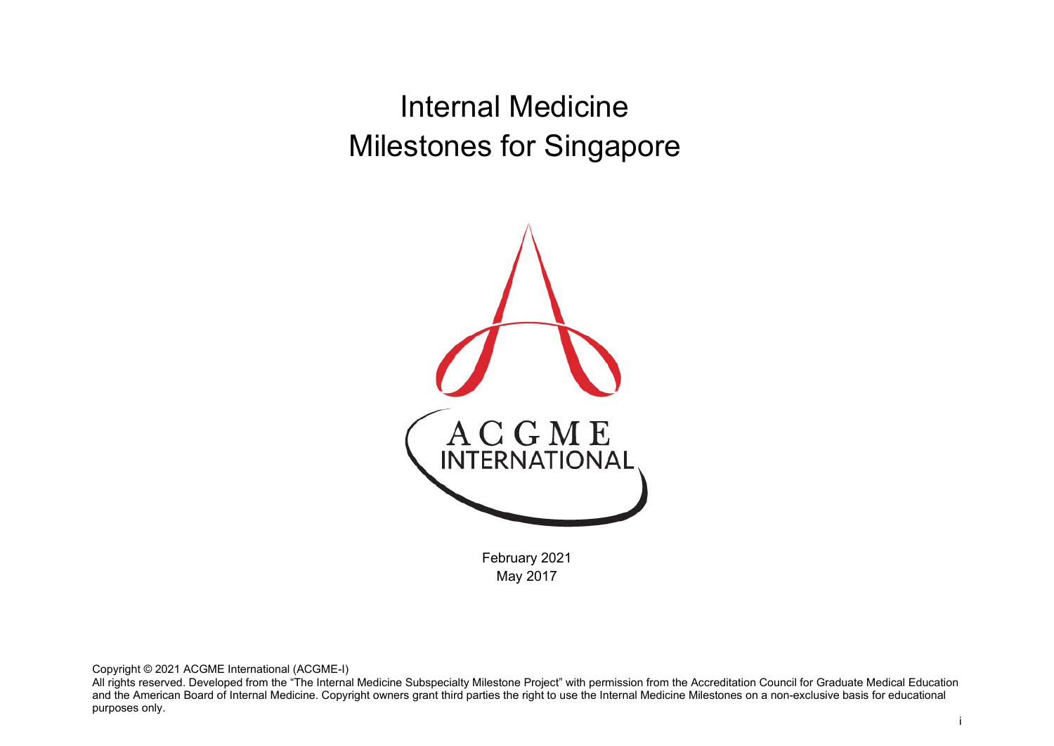# Internal Medicine Milestones for Singapore

ACGME INTERNATIONAL

February 2021
May 2017

Copyright © 2021 ACGME International (ACGME-I)
All rights reserved. Developed from the "The Internal Medicine Subspecialty Milestone Project" with permission from the Accreditation Council for Graduate Medical Education and the American Board of Internal Medicine. Copyright owners grant third parties the right to use the Internal Medicine Milestones on a non-exclusive basis for educational purposes only.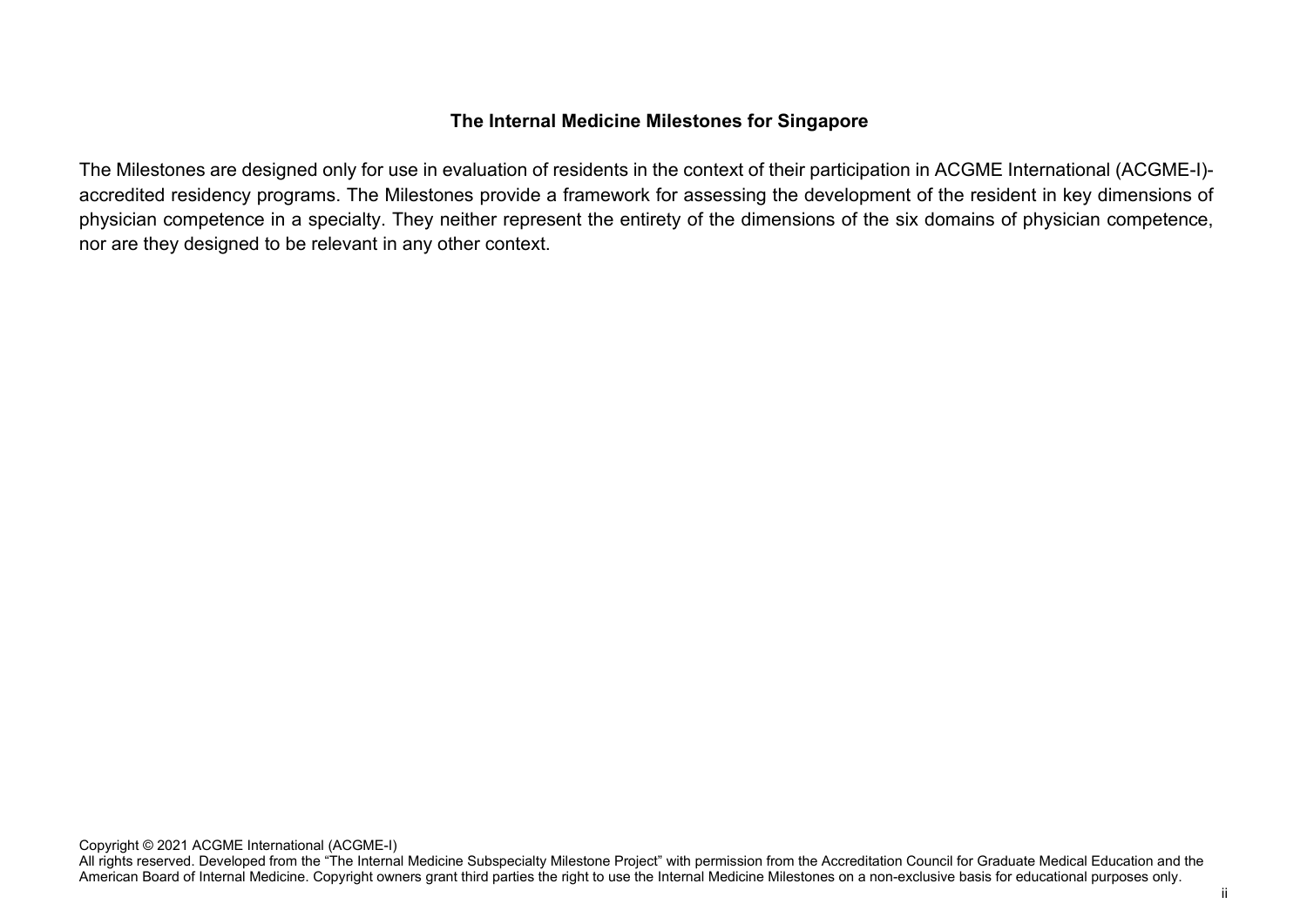**The Internal Medicine Milestones for Singapore**

The Milestones are designed only for use in evaluation of residents in the context of their participation in ACGME International (ACGME-I)-accredited residency programs. The Milestones provide a framework for assessing the development of the resident in key dimensions of physician competence in a specialty. They neither represent the entirety of the dimensions of the six domains of physician competence, nor are they designed to be relevant in any other context.

Copyright © 2021 ACGME International (ACGME-I)
All rights reserved. Developed from the "The Internal Medicine Subspecialty Milestone Project" with permission from the Accreditation Council for Graduate Medical Education and the American Board of Internal Medicine. Copyright owners grant third parties the right to use the Internal Medicine Milestones on a non-exclusive basis for educational purposes only.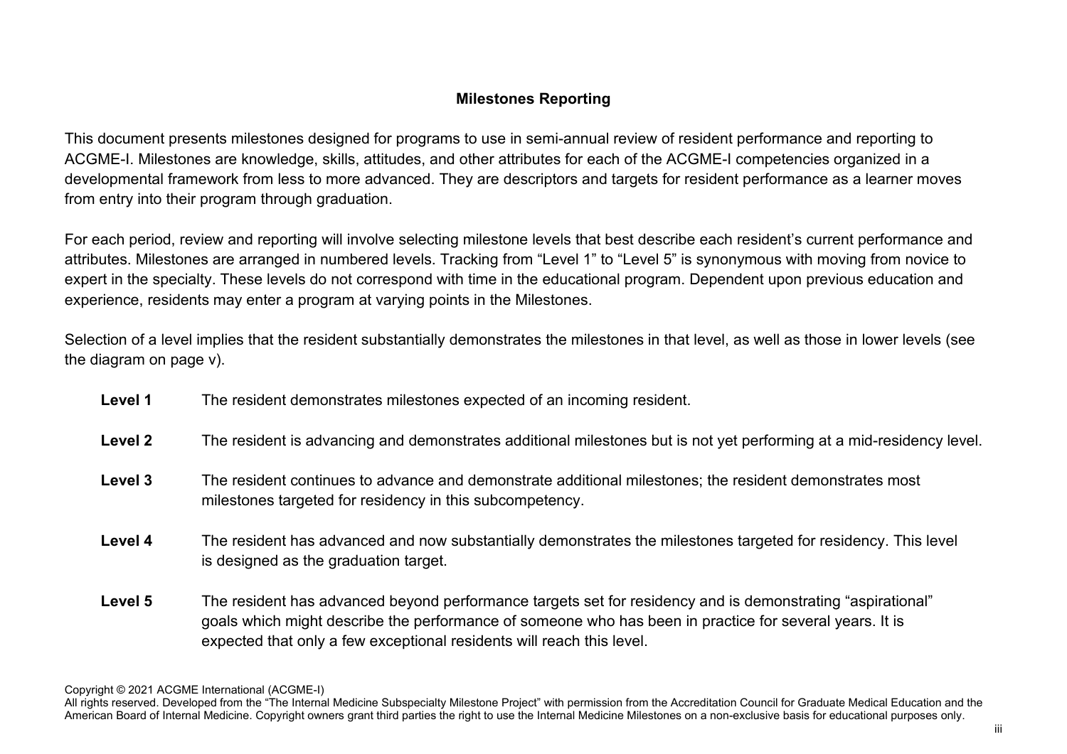## Milestones Reporting

This document presents milestones designed for programs to use in semi-annual review of resident performance and reporting to ACGME-I. Milestones are knowledge, skills, attitudes, and other attributes for each of the ACGME-I competencies organized in a developmental framework from less to more advanced. They are descriptors and targets for resident performance as a learner moves from entry into their program through graduation.

For each period, review and reporting will involve selecting milestone levels that best describe each resident's current performance and attributes. Milestones are arranged in numbered levels. Tracking from "Level 1" to "Level 5" is synonymous with moving from novice to expert in the specialty. These levels do not correspond with time in the educational program. Dependent upon previous education and experience, residents may enter a program at varying points in the Milestones.

Selection of a level implies that the resident substantially demonstrates the milestones in that level, as well as those in lower levels (see the diagram on page v).

**Level 1** The resident demonstrates milestones expected of an incoming resident.

**Level 2** The resident is advancing and demonstrates additional milestones but is not yet performing at a mid-residency level.

**Level 3** The resident continues to advance and demonstrate additional milestones; the resident demonstrates most milestones targeted for residency in this subcompetency.

**Level 4** The resident has advanced and now substantially demonstrates the milestones targeted for residency. This level is designed as the graduation target.

**Level 5** The resident has advanced beyond performance targets set for residency and is demonstrating "aspirational" goals which might describe the performance of someone who has been in practice for several years. It is expected that only a few exceptional residents will reach this level.

Copyright © 2021 ACGME International (ACGME-I)
All rights reserved. Developed from the "The Internal Medicine Subspecialty Milestone Project" with permission from the Accreditation Council for Graduate Medical Education and the American Board of Internal Medicine. Copyright owners grant third parties the right to use the Internal Medicine Milestones on a non-exclusive basis for educational purposes only.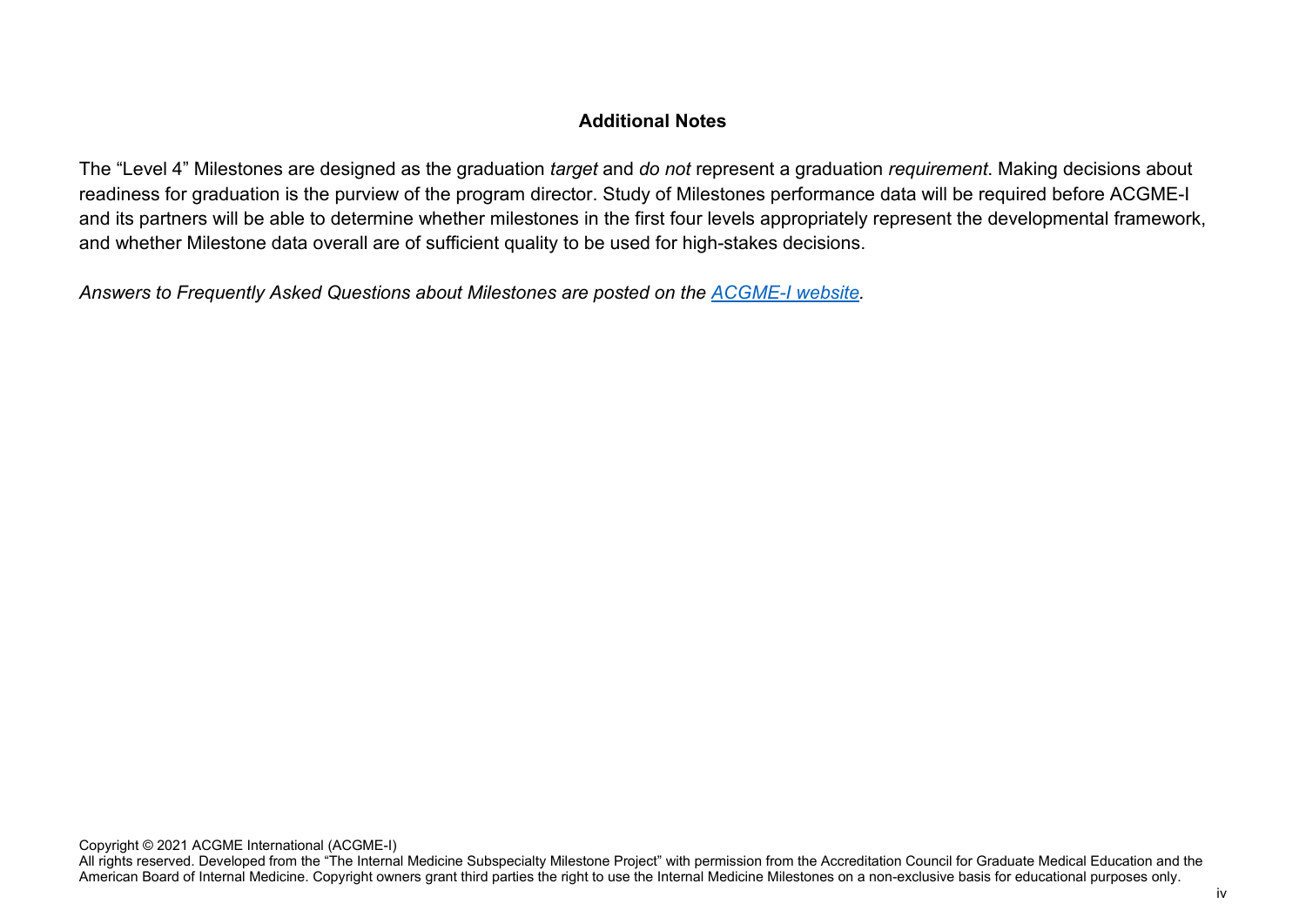## Additional Notes

The “Level 4” Milestones are designed as the graduation *target* and *do not* represent a graduation *requirement*. Making decisions about readiness for graduation is the purview of the program director. Study of Milestones performance data will be required before ACGME-I and its partners will be able to determine whether milestones in the first four levels appropriately represent the developmental framework, and whether Milestone data overall are of sufficient quality to be used for high-stakes decisions.

*Answers to Frequently Asked Questions about Milestones are posted on the [ACGME-I website](ACGME-I website).*

Copyright © 2021 ACGME International (ACGME-I)
All rights reserved. Developed from the “The Internal Medicine Subspecialty Milestone Project” with permission from the Accreditation Council for Graduate Medical Education and the American Board of Internal Medicine. Copyright owners grant third parties the right to use the Internal Medicine Milestones on a non-exclusive basis for educational purposes only.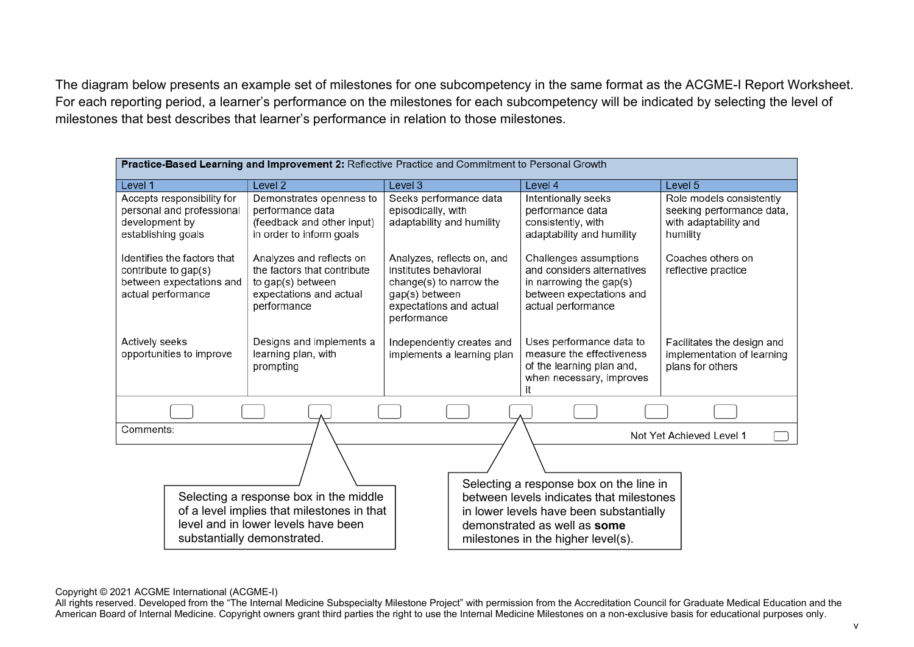The diagram below presents an example set of milestones for one subcompetency in the same format as the ACGME-I Report Worksheet. For each reporting period, a learner's performance on the milestones for each subcompetency will be indicated by selecting the level of milestones that best describes that learner's performance in relation to those milestones.

| **Practice-Based Learning and Improvement 2:** Reflective Practice and Commitment to Personal Growth | | | | |
|---|---|---|---|---|
| Level 1 | Level 2 | Level 3 | Level 4 | Level 5 |
| Accepts responsibility for personal and professional development by establishing goals | Demonstrates openness to performance data (feedback and other input) in order to inform goals | Seeks performance data episodically, with adaptability and humility | Intentionally seeks performance data consistently, with adaptability and humility | Role models consistently seeking performance data, with adaptability and humility |
| Identifies the factors that contribute to gap(s) between expectations and actual performance | Analyzes and reflects on the factors that contribute to gap(s) between expectations and actual performance | Analyzes, reflects on, and institutes behavioral change(s) to narrow the gap(s) between expectations and actual performance | Challenges assumptions and considers alternatives in narrowing the gap(s) between expectations and actual performance | Coaches others on reflective practice |
| Actively seeks opportunities to improve | Designs and implements a learning plan, with prompting | Independently creates and implements a learning plan | Uses performance data to measure the effectiveness of the learning plan and, when necessary, improves it | Facilitates the design and implementation of learning plans for others |

Comments:

Not Yet Achieved Level 1

Selecting a response box in the middle of a level implies that milestones in that level and in lower levels have been substantially demonstrated.

Selecting a response box on the line in between levels indicates that milestones in lower levels have been substantially demonstrated as well as **some** milestones in the higher level(s).

Copyright © 2021 ACGME International (ACGME-I)
All rights reserved. Developed from the "The Internal Medicine Subspecialty Milestone Project" with permission from the Accreditation Council for Graduate Medical Education and the American Board of Internal Medicine. Copyright owners grant third parties the right to use the Internal Medicine Milestones on a non-exclusive basis for educational purposes only.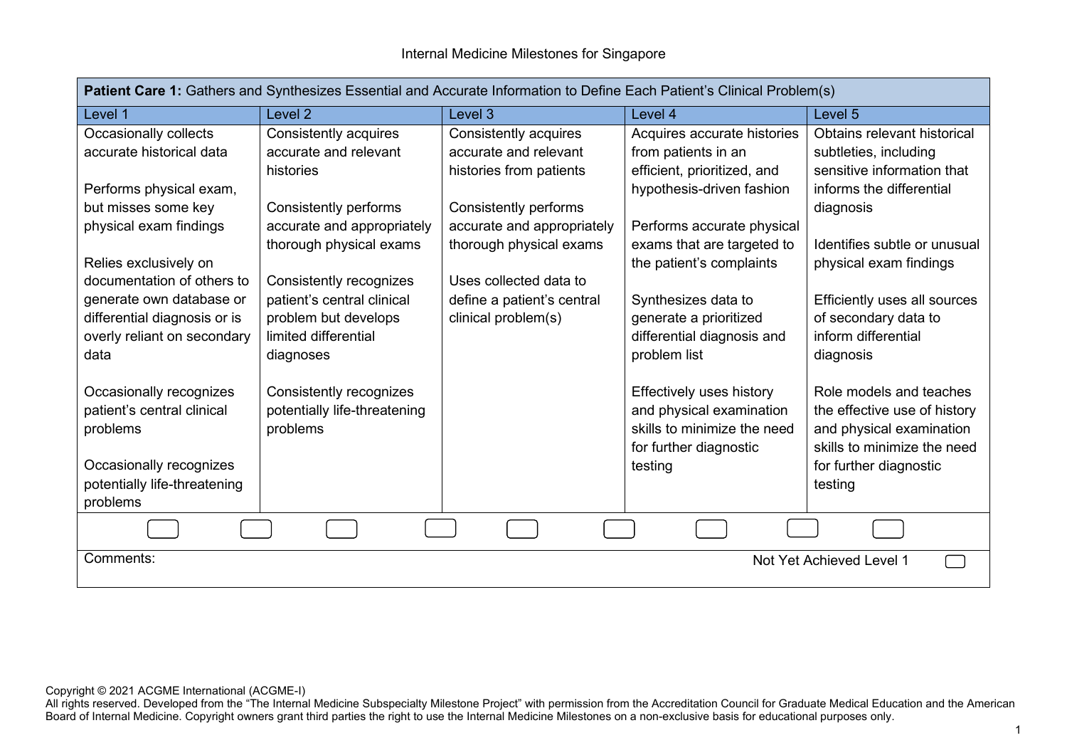Internal Medicine Milestones for Singapore

| **Patient Care 1:** Gathers and Synthesizes Essential and Accurate Information to Define Each Patient's Clinical Problem(s) | | | | |
|---|---|---|---|---|
| Level 1 | Level 2 | Level 3 | Level 4 | Level 5 |
| Occasionally collects accurate historical data<br><br>Performs physical exam, but misses some key physical exam findings<br><br>Relies exclusively on documentation of others to generate own database or differential diagnosis or is overly reliant on secondary data<br><br>Occasionally recognizes patient's central clinical problems<br><br>Occasionally recognizes potentially life-threatening problems | Consistently acquires accurate and relevant histories<br><br>Consistently performs accurate and appropriately thorough physical exams<br><br>Consistently recognizes patient's central clinical problem but develops limited differential diagnoses<br><br>Consistently recognizes potentially life-threatening problems | Consistently acquires accurate and relevant histories from patients<br><br>Consistently performs accurate and appropriately thorough physical exams<br><br>Uses collected data to define a patient's central clinical problem(s) | Acquires accurate histories from patients in an efficient, prioritized, and hypothesis-driven fashion<br><br>Performs accurate physical exams that are targeted to the patient's complaints<br><br>Synthesizes data to generate a prioritized differential diagnosis and problem list<br><br>Effectively uses history and physical examination skills to minimize the need for further diagnostic testing | Obtains relevant historical subtleties, including sensitive information that informs the differential diagnosis<br><br>Identifies subtle or unusual physical exam findings<br><br>Efficiently uses all sources of secondary data to inform differential diagnosis<br><br>Role models and teaches the effective use of history and physical examination skills to minimize the need for further diagnostic testing |
| Comments: | | | | Not Yet Achieved Level 1 |

Copyright © 2021 ACGME International (ACGME-I)
All rights reserved. Developed from the "The Internal Medicine Subspecialty Milestone Project" with permission from the Accreditation Council for Graduate Medical Education and the American Board of Internal Medicine. Copyright owners grant third parties the right to use the Internal Medicine Milestones on a non-exclusive basis for educational purposes only.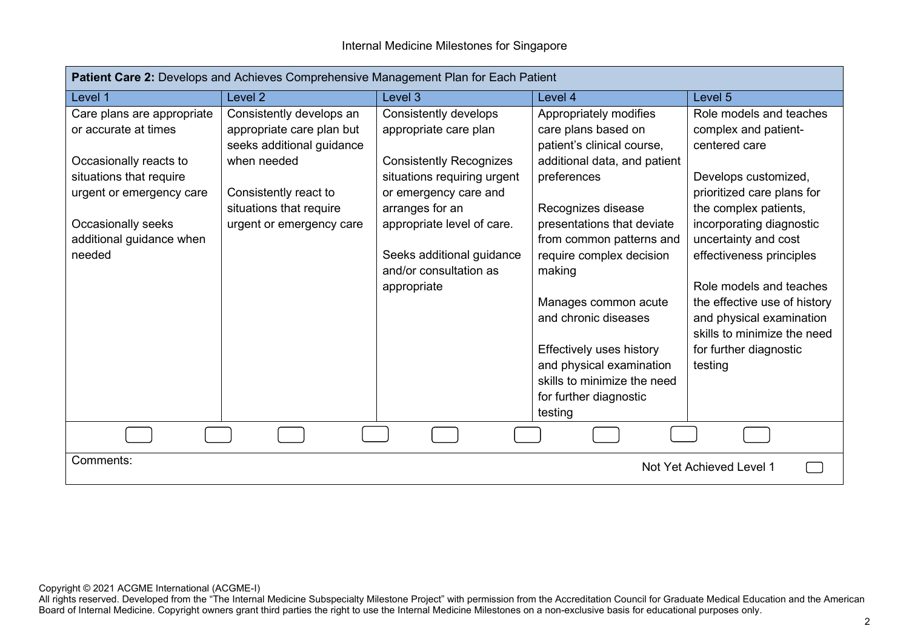| **Patient Care 2:** Develops and Achieves Comprehensive Management Plan for Each Patient | | | | |
|---|---|---|---|---|
| Level 1 | Level 2 | Level 3 | Level 4 | Level 5 |
| Care plans are appropriate or accurate at times<br><br>Occasionally reacts to situations that require urgent or emergency care<br><br>Occasionally seeks additional guidance when needed | Consistently develops an appropriate care plan but seeks additional guidance when needed<br><br>Consistently react to situations that require urgent or emergency care | Consistently develops appropriate care plan<br><br>Consistently Recognizes situations requiring urgent or emergency care and arranges for an appropriate level of care.<br><br>Seeks additional guidance and/or consultation as appropriate | Appropriately modifies care plans based on patient's clinical course, additional data, and patient preferences<br><br>Recognizes disease presentations that deviate from common patterns and require complex decision making<br><br>Manages common acute and chronic diseases<br><br>Effectively uses history and physical examination skills to minimize the need for further diagnostic testing | Role models and teaches complex and patient-centered care<br><br>Develops customized, prioritized care plans for the complex patients, incorporating diagnostic uncertainty and cost effectiveness principles<br><br>Role models and teaches the effective use of history and physical examination skills to minimize the need for further diagnostic testing |

Comments:

Not Yet Achieved Level 1

Copyright © 2021 ACGME International (ACGME-I)
All rights reserved. Developed from the "The Internal Medicine Subspecialty Milestone Project" with permission from the Accreditation Council for Graduate Medical Education and the American Board of Internal Medicine. Copyright owners grant third parties the right to use the Internal Medicine Milestones on a non-exclusive basis for educational purposes only.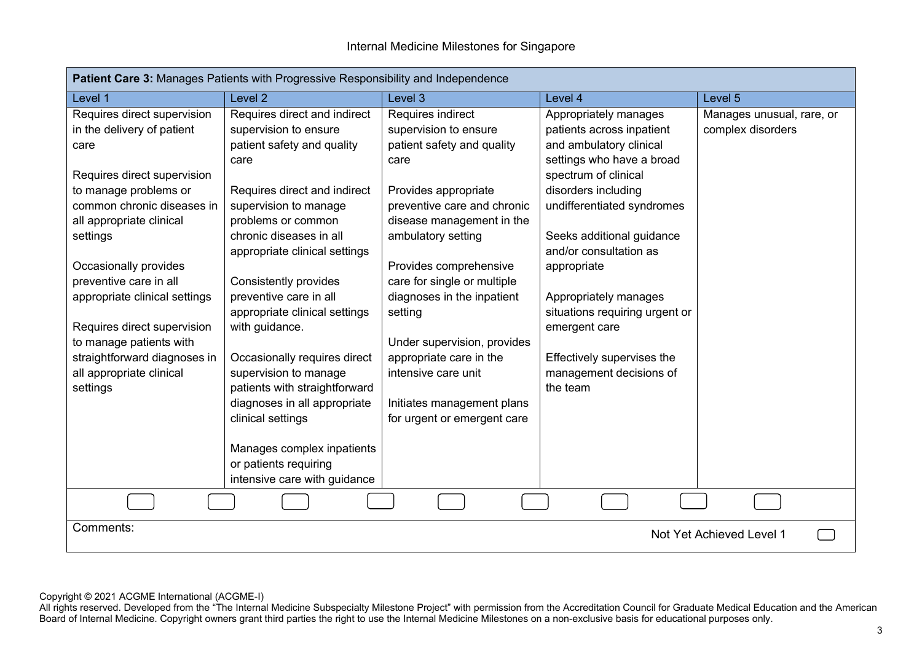Internal Medicine Milestones for Singapore

| **Patient Care 3:** Manages Patients with Progressive Responsibility and Independence | | | | |
|---|---|---|---|---|
| Level 1 | Level 2 | Level 3 | Level 4 | Level 5 |
| Requires direct supervision in the delivery of patient care<br><br>Requires direct supervision to manage problems or common chronic diseases in all appropriate clinical settings<br><br>Occasionally provides preventive care in all appropriate clinical settings<br><br>Requires direct supervision to manage patients with straightforward diagnoses in all appropriate clinical settings | Requires direct and indirect supervision to ensure patient safety and quality care<br><br>Requires direct and indirect supervision to manage problems or common chronic diseases in all appropriate clinical settings<br><br>Consistently provides preventive care in all appropriate clinical settings with guidance.<br><br>Occasionally requires direct supervision to manage patients with straightforward diagnoses in all appropriate clinical settings<br><br>Manages complex inpatients or patients requiring intensive care with guidance | Requires indirect supervision to ensure patient safety and quality care<br><br>Provides appropriate preventive care and chronic disease management in the ambulatory setting<br><br>Provides comprehensive care for single or multiple diagnoses in the inpatient setting<br><br>Under supervision, provides appropriate care in the intensive care unit<br><br>Initiates management plans for urgent or emergent care | Appropriately manages patients across inpatient and ambulatory clinical settings who have a broad spectrum of clinical disorders including undifferentiated syndromes<br><br>Seeks additional guidance and/or consultation as appropriate<br><br>Appropriately manages situations requiring urgent or emergent care<br><br>Effectively supervises the management decisions of the team | Manages unusual, rare, or complex disorders |

Comments:

Not Yet Achieved Level 1

Copyright © 2021 ACGME International (ACGME-I)
All rights reserved. Developed from the "The Internal Medicine Subspecialty Milestone Project" with permission from the Accreditation Council for Graduate Medical Education and the American Board of Internal Medicine. Copyright owners grant third parties the right to use the Internal Medicine Milestones on a non-exclusive basis for educational purposes only.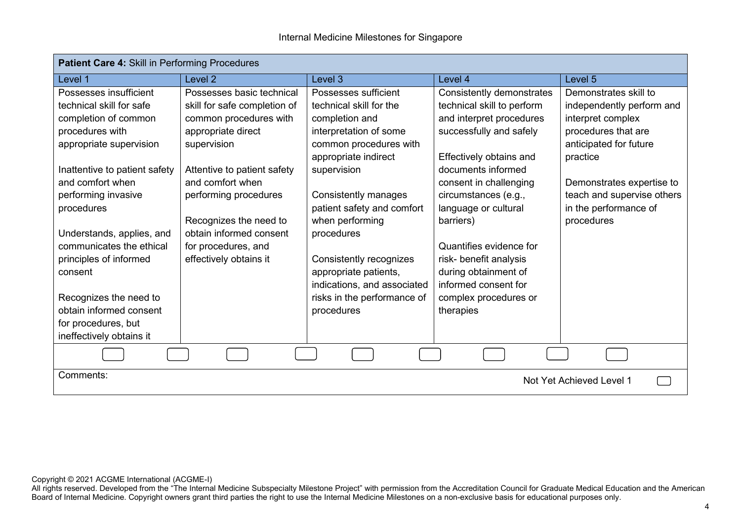| Patient Care 4: Skill in Performing Procedures | | | | |
|---|---|---|---|---|
| Level 1 | Level 2 | Level 3 | Level 4 | Level 5 |
| Possesses insufficient technical skill for safe completion of common procedures with appropriate supervision<br><br>Inattentive to patient safety and comfort when performing invasive procedures<br><br>Understands, applies, and communicates the ethical principles of informed consent<br><br>Recognizes the need to obtain informed consent for procedures, but ineffectively obtains it | Possesses basic technical skill for safe completion of common procedures with appropriate direct supervision<br><br>Attentive to patient safety and comfort when performing procedures<br><br>Recognizes the need to obtain informed consent for procedures, and effectively obtains it | Possesses sufficient technical skill for the completion and interpretation of some common procedures with appropriate indirect supervision<br><br>Consistently manages patient safety and comfort when performing procedures<br><br>Consistently recognizes appropriate patients, indications, and associated risks in the performance of procedures | Consistently demonstrates technical skill to perform and interpret procedures successfully and safely<br><br>Effectively obtains and documents informed consent in challenging circumstances (e.g., language or cultural barriers)<br><br>Quantifies evidence for risk- benefit analysis during obtainment of informed consent for complex procedures or therapies | Demonstrates skill to independently perform and interpret complex procedures that are anticipated for future practice<br><br>Demonstrates expertise to teach and supervise others in the performance of procedures |

Comments:

Not Yet Achieved Level 1

Copyright © 2021 ACGME International (ACGME-I)
All rights reserved. Developed from the "The Internal Medicine Subspecialty Milestone Project" with permission from the Accreditation Council for Graduate Medical Education and the American Board of Internal Medicine. Copyright owners grant third parties the right to use the Internal Medicine Milestones on a non-exclusive basis for educational purposes only.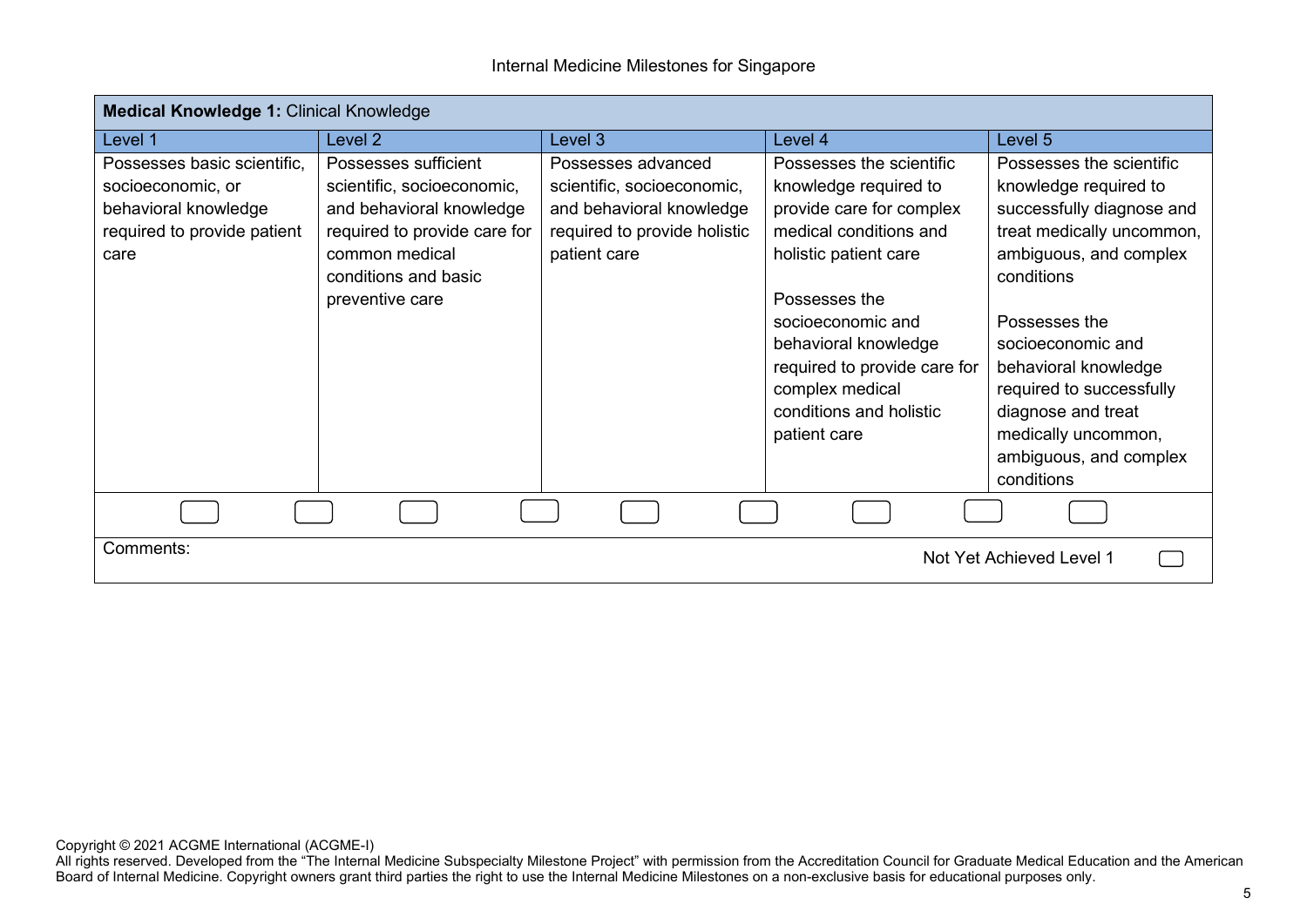| **Medical Knowledge 1:** Clinical Knowledge | | | | |
|---|---|---|---|---|
| Level 1 | Level 2 | Level 3 | Level 4 | Level 5 |
| Possesses basic scientific, socioeconomic, or behavioral knowledge required to provide patient care | Possesses sufficient scientific, socioeconomic, and behavioral knowledge required to provide care for common medical conditions and basic preventive care | Possesses advanced scientific, socioeconomic, and behavioral knowledge required to provide holistic patient care | Possesses the scientific knowledge required to provide care for complex medical conditions and holistic patient care<br><br>Possesses the socioeconomic and behavioral knowledge required to provide care for complex medical conditions and holistic patient care | Possesses the scientific knowledge required to successfully diagnose and treat medically uncommon, ambiguous, and complex conditions<br><br>Possesses the socioeconomic and behavioral knowledge required to successfully diagnose and treat medically uncommon, ambiguous, and complex conditions |

Comments:

Not Yet Achieved Level 1

Copyright © 2021 ACGME International (ACGME-I)
All rights reserved. Developed from the "The Internal Medicine Subspecialty Milestone Project" with permission from the Accreditation Council for Graduate Medical Education and the American Board of Internal Medicine. Copyright owners grant third parties the right to use the Internal Medicine Milestones on a non-exclusive basis for educational purposes only.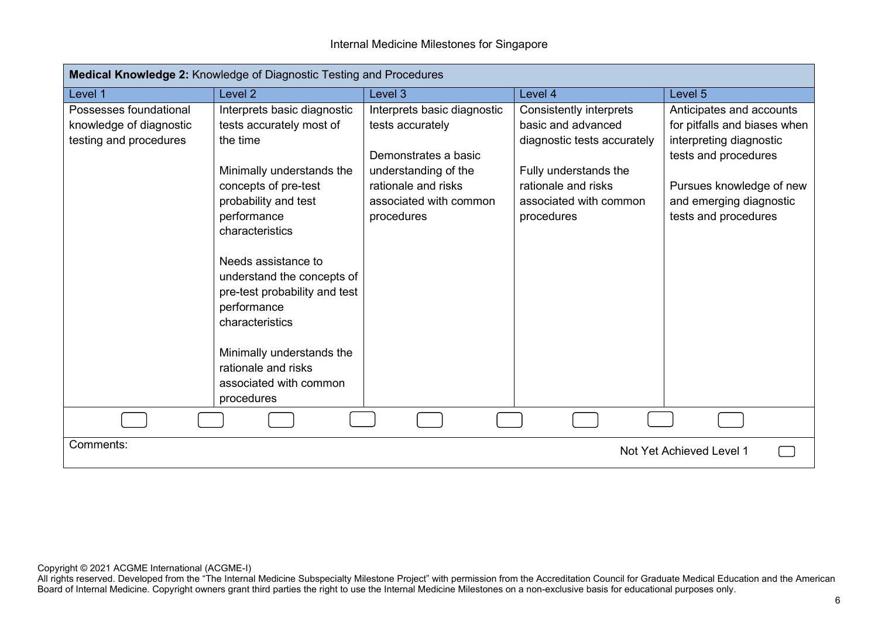| Medical Knowledge 2: Knowledge of Diagnostic Testing and Procedures | | | | |
|---|---|---|---|---|
| Level 1 | Level 2 | Level 3 | Level 4 | Level 5 |
| Possesses foundational knowledge of diagnostic testing and procedures | Interprets basic diagnostic tests accurately most of the time<br><br>Minimally understands the concepts of pre-test probability and test performance characteristics<br><br>Needs assistance to understand the concepts of pre-test probability and test performance characteristics<br><br>Minimally understands the rationale and risks associated with common procedures | Interprets basic diagnostic tests accurately<br><br>Demonstrates a basic understanding of the rationale and risks associated with common procedures | Consistently interprets basic and advanced diagnostic tests accurately<br><br>Fully understands the rationale and risks associated with common procedures | Anticipates and accounts for pitfalls and biases when interpreting diagnostic tests and procedures<br><br>Pursues knowledge of new and emerging diagnostic tests and procedures |

Comments:

Not Yet Achieved Level 1

Copyright © 2021 ACGME International (ACGME-I)
All rights reserved. Developed from the "The Internal Medicine Subspecialty Milestone Project" with permission from the Accreditation Council for Graduate Medical Education and the American Board of Internal Medicine. Copyright owners grant third parties the right to use the Internal Medicine Milestones on a non-exclusive basis for educational purposes only.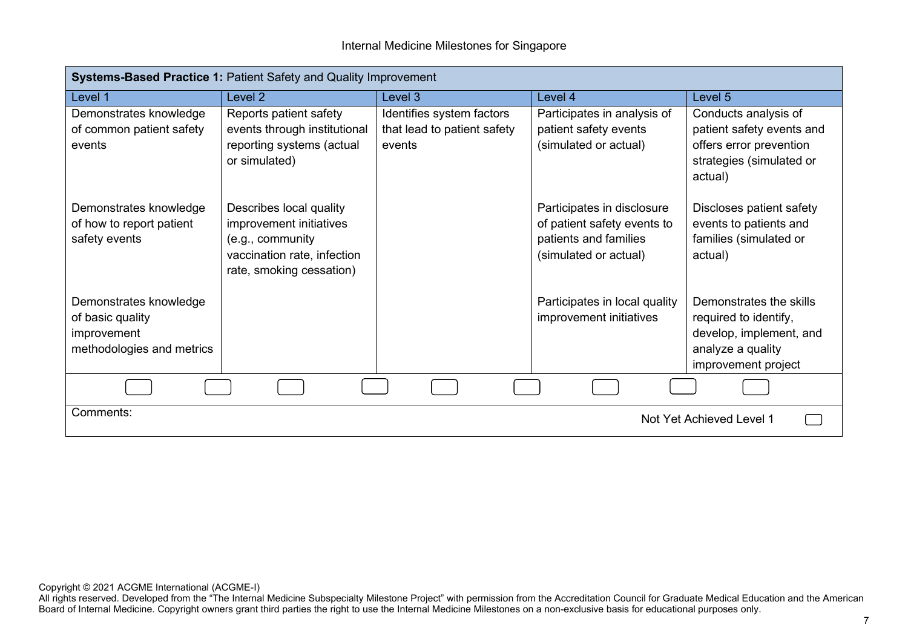| **Systems-Based Practice 1:** Patient Safety and Quality Improvement | | | | |
|---|---|---|---|---|
| Level 1 | Level 2 | Level 3 | Level 4 | Level 5 |
| Demonstrates knowledge of common patient safety events | Reports patient safety events through institutional reporting systems (actual or simulated) | Identifies system factors that lead to patient safety events | Participates in analysis of patient safety events (simulated or actual) | Conducts analysis of patient safety events and offers error prevention strategies (simulated or actual) |
| Demonstrates knowledge of how to report patient safety events | Describes local quality improvement initiatives (e.g., community vaccination rate, infection rate, smoking cessation) | | Participates in disclosure of patient safety events to patients and families (simulated or actual) | Discloses patient safety events to patients and families (simulated or actual) |
| Demonstrates knowledge of basic quality improvement methodologies and metrics | | | Participates in local quality improvement initiatives | Demonstrates the skills required to identify, develop, implement, and analyze a quality improvement project |
| Comments: | | | | Not Yet Achieved Level 1 |

Copyright © 2021 ACGME International (ACGME-I)
All rights reserved. Developed from the "The Internal Medicine Subspecialty Milestone Project" with permission from the Accreditation Council for Graduate Medical Education and the American Board of Internal Medicine. Copyright owners grant third parties the right to use the Internal Medicine Milestones on a non-exclusive basis for educational purposes only.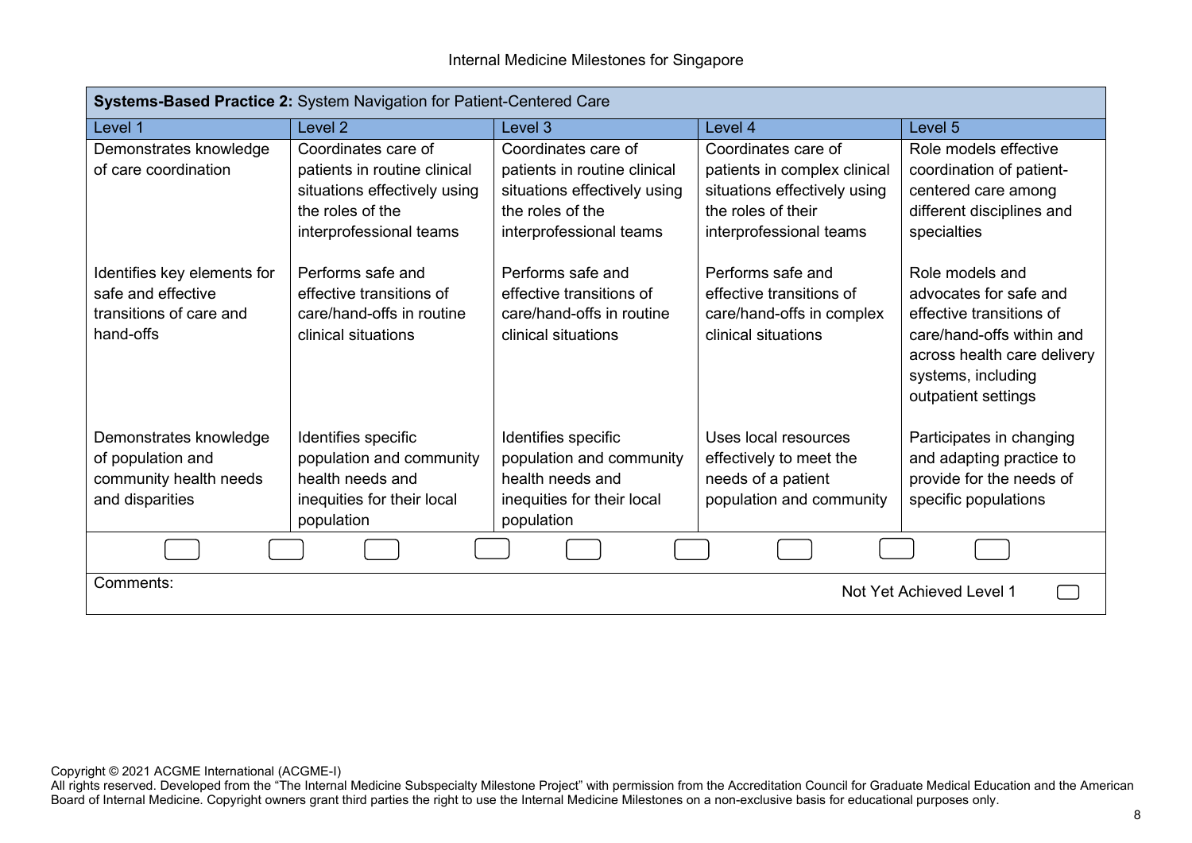| **Systems-Based Practice 2:** System Navigation for Patient-Centered Care | | | | |
|---|---|---|---|---|
| Level 1 | Level 2 | Level 3 | Level 4 | Level 5 |
| Demonstrates knowledge of care coordination | Coordinates care of patients in routine clinical situations effectively using the roles of the interprofessional teams | Coordinates care of patients in routine clinical situations effectively using the roles of the interprofessional teams | Coordinates care of patients in complex clinical situations effectively using the roles of their interprofessional teams | Role models effective coordination of patient-centered care among different disciplines and specialties |
| Identifies key elements for safe and effective transitions of care and hand-offs | Performs safe and effective transitions of care/hand-offs in routine clinical situations | Performs safe and effective transitions of care/hand-offs in routine clinical situations | Performs safe and effective transitions of care/hand-offs in complex clinical situations | Role models and advocates for safe and effective transitions of care/hand-offs within and across health care delivery systems, including outpatient settings |
| Demonstrates knowledge of population and community health needs and disparities | Identifies specific population and community health needs and inequities for their local population | Identifies specific population and community health needs and inequities for their local population | Uses local resources effectively to meet the needs of a patient population and community | Participates in changing and adapting practice to provide for the needs of specific populations |

Comments:

Not Yet Achieved Level 1

Copyright © 2021 ACGME International (ACGME-I)
All rights reserved. Developed from the "The Internal Medicine Subspecialty Milestone Project" with permission from the Accreditation Council for Graduate Medical Education and the American Board of Internal Medicine. Copyright owners grant third parties the right to use the Internal Medicine Milestones on a non-exclusive basis for educational purposes only.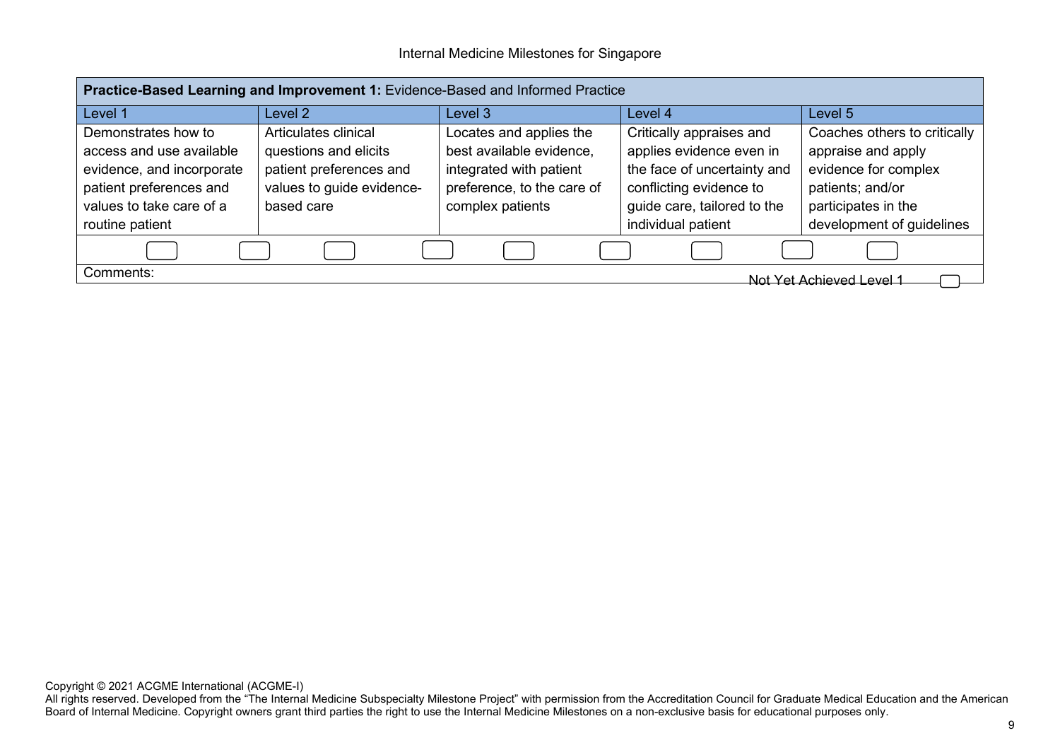| Practice-Based Learning and Improvement 1: Evidence-Based and Informed Practice | | | | |
|---|---|---|---|---|
| Level 1 | Level 2 | Level 3 | Level 4 | Level 5 |
| Demonstrates how to access and use available evidence, and incorporate patient preferences and values to take care of a routine patient | Articulates clinical questions and elicits patient preferences and values to guide evidence-based care | Locates and applies the best available evidence, integrated with patient preference, to the care of complex patients | Critically appraises and applies evidence even in the face of uncertainty and conflicting evidence to guide care, tailored to the individual patient | Coaches others to critically appraise and apply evidence for complex patients; and/or participates in the development of guidelines |

Comments:

Not Yet Achieved Level 1

Copyright © 2021 ACGME International (ACGME-I)
All rights reserved. Developed from the "The Internal Medicine Subspecialty Milestone Project" with permission from the Accreditation Council for Graduate Medical Education and the American Board of Internal Medicine. Copyright owners grant third parties the right to use the Internal Medicine Milestones on a non-exclusive basis for educational purposes only.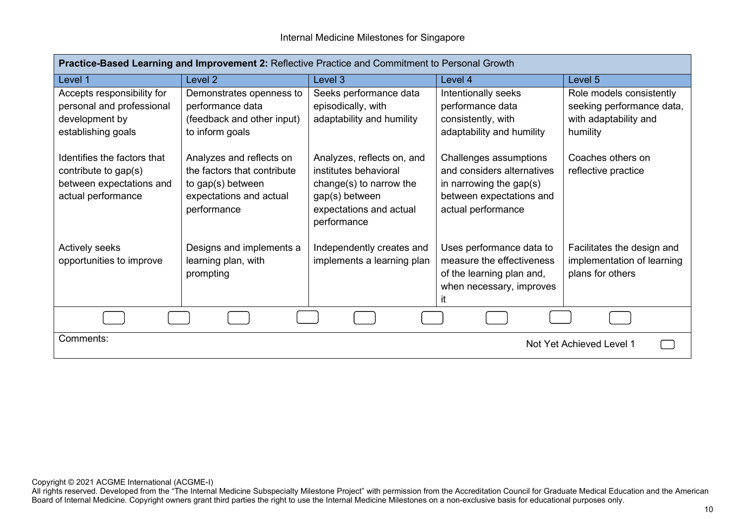| Practice-Based Learning and Improvement 2: Reflective Practice and Commitment to Personal Growth | | | | |
|---|---|---|---|---|
| Level 1 | Level 2 | Level 3 | Level 4 | Level 5 |
| Accepts responsibility for personal and professional development by establishing goals | Demonstrates openness to performance data (feedback and other input) to inform goals | Seeks performance data episodically, with adaptability and humility | Intentionally seeks performance data consistently, with adaptability and humility | Role models consistently seeking performance data, with adaptability and humility |
| Identifies the factors that contribute to gap(s) between expectations and actual performance | Analyzes and reflects on the factors that contribute to gap(s) between expectations and actual performance | Analyzes, reflects on, and institutes behavioral change(s) to narrow the gap(s) between expectations and actual performance | Challenges assumptions and considers alternatives in narrowing the gap(s) between expectations and actual performance | Coaches others on reflective practice |
| Actively seeks opportunities to improve | Designs and implements a learning plan, with prompting | Independently creates and implements a learning plan | Uses performance data to measure the effectiveness of the learning plan and, when necessary, improves it | Facilitates the design and implementation of learning plans for others |

Comments:

Not Yet Achieved Level 1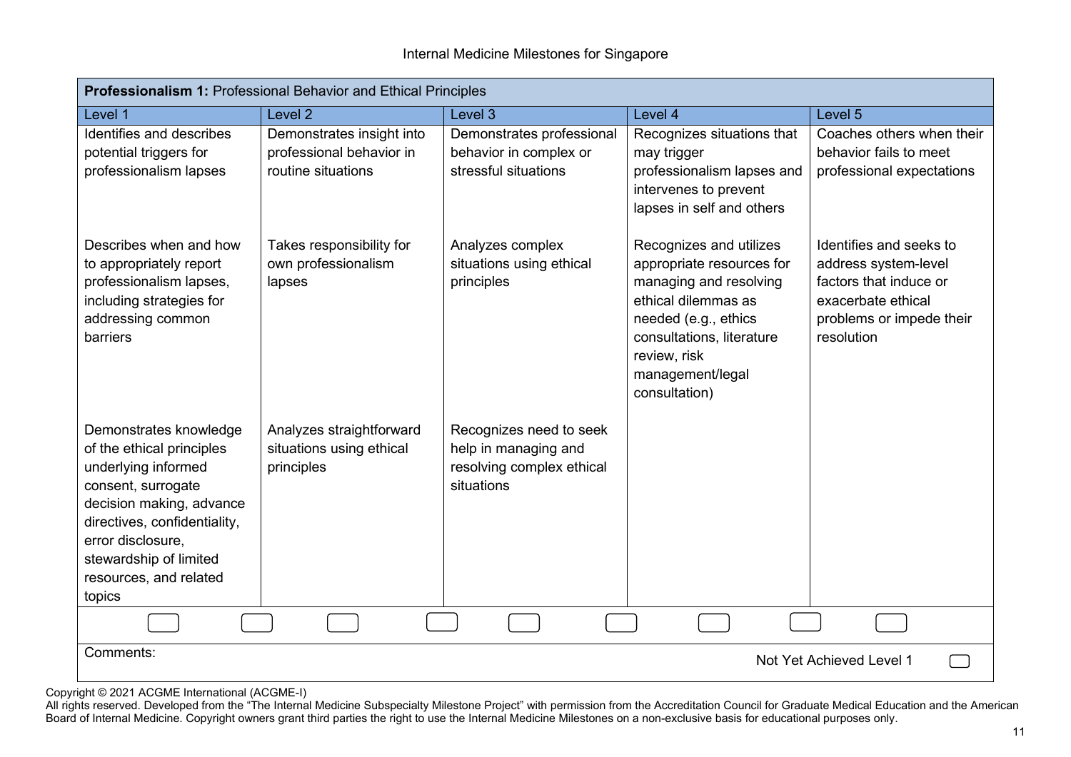| **Professionalism 1:** Professional Behavior and Ethical Principles | | | | |
|---|---|---|---|---|
| Level 1 | Level 2 | Level 3 | Level 4 | Level 5 |
| Identifies and describes potential triggers for professionalism lapses | Demonstrates insight into professional behavior in routine situations | Demonstrates professional behavior in complex or stressful situations | Recognizes situations that may trigger professionalism lapses and intervenes to prevent lapses in self and others | Coaches others when their behavior fails to meet professional expectations |
| Describes when and how to appropriately report professionalism lapses, including strategies for addressing common barriers | Takes responsibility for own professionalism lapses | Analyzes complex situations using ethical principles | Recognizes and utilizes appropriate resources for managing and resolving ethical dilemmas as needed (e.g., ethics consultations, literature review, risk management/legal consultation) | Identifies and seeks to address system-level factors that induce or exacerbate ethical problems or impede their resolution |
| Demonstrates knowledge of the ethical principles underlying informed consent, surrogate decision making, advance directives, confidentiality, error disclosure, stewardship of limited resources, and related topics | Analyzes straightforward situations using ethical principles | Recognizes need to seek help in managing and resolving complex ethical situations | | |

Comments:

Not Yet Achieved Level 1

Copyright © 2021 ACGME International (ACGME-I)
All rights reserved. Developed from the "The Internal Medicine Subspecialty Milestone Project" with permission from the Accreditation Council for Graduate Medical Education and the American Board of Internal Medicine. Copyright owners grant third parties the right to use the Internal Medicine Milestones on a non-exclusive basis for educational purposes only.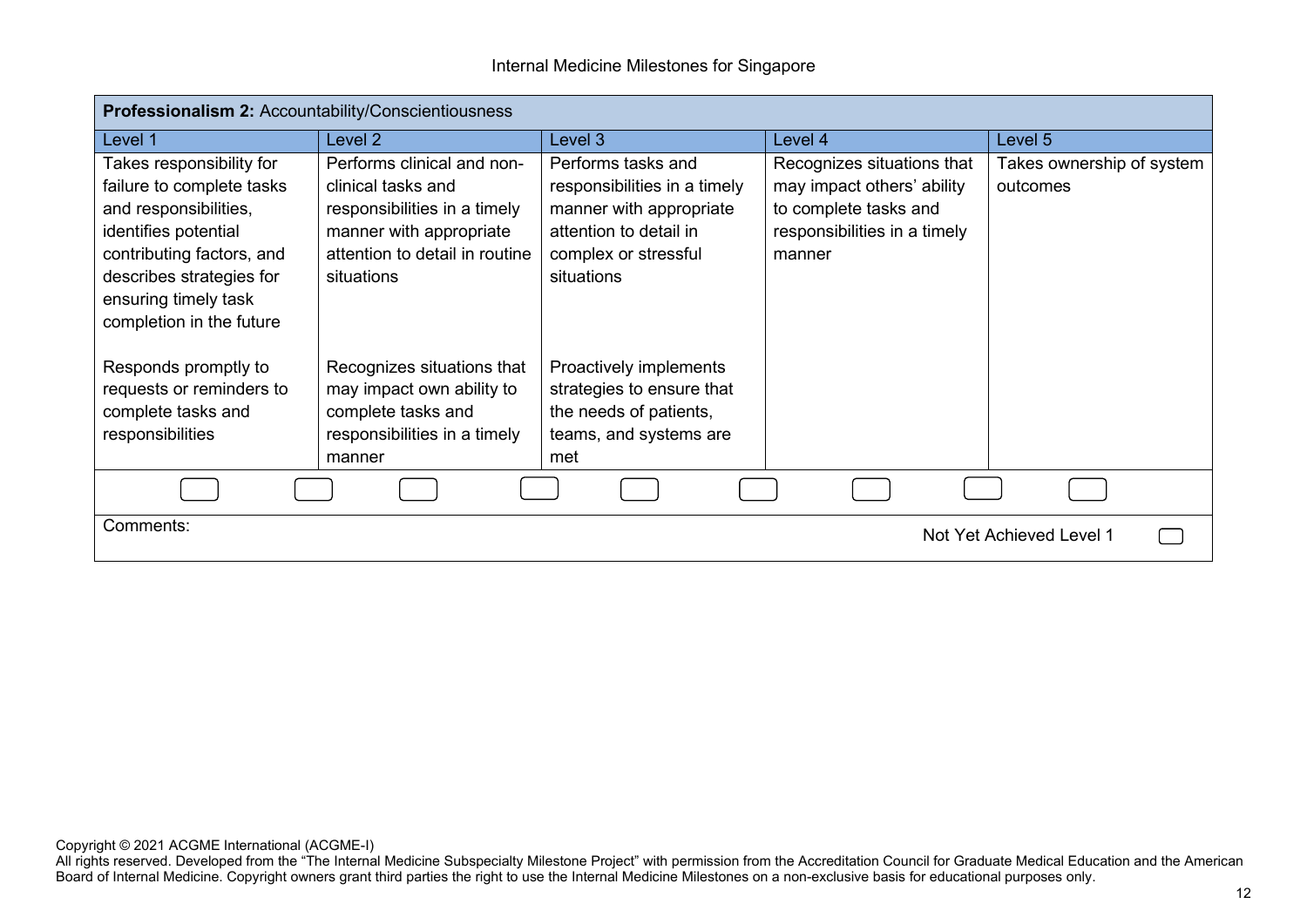| **Professionalism 2:** Accountability/Conscientiousness | | | | |
|---|---|---|---|---|
| Level 1 | Level 2 | Level 3 | Level 4 | Level 5 |
| Takes responsibility for failure to complete tasks and responsibilities, identifies potential contributing factors, and describes strategies for ensuring timely task completion in the future | Performs clinical and non-clinical tasks and responsibilities in a timely manner with appropriate attention to detail in routine situations | Performs tasks and responsibilities in a timely manner with appropriate attention to detail in complex or stressful situations | Recognizes situations that may impact others' ability to complete tasks and responsibilities in a timely manner | Takes ownership of system outcomes |
| Responds promptly to requests or reminders to complete tasks and responsibilities | Recognizes situations that may impact own ability to complete tasks and responsibilities in a timely manner | Proactively implements strategies to ensure that the needs of patients, teams, and systems are met | | |

Comments:

Not Yet Achieved Level 1

Copyright © 2021 ACGME International (ACGME-I)
All rights reserved. Developed from the "The Internal Medicine Subspecialty Milestone Project" with permission from the Accreditation Council for Graduate Medical Education and the American Board of Internal Medicine. Copyright owners grant third parties the right to use the Internal Medicine Milestones on a non-exclusive basis for educational purposes only.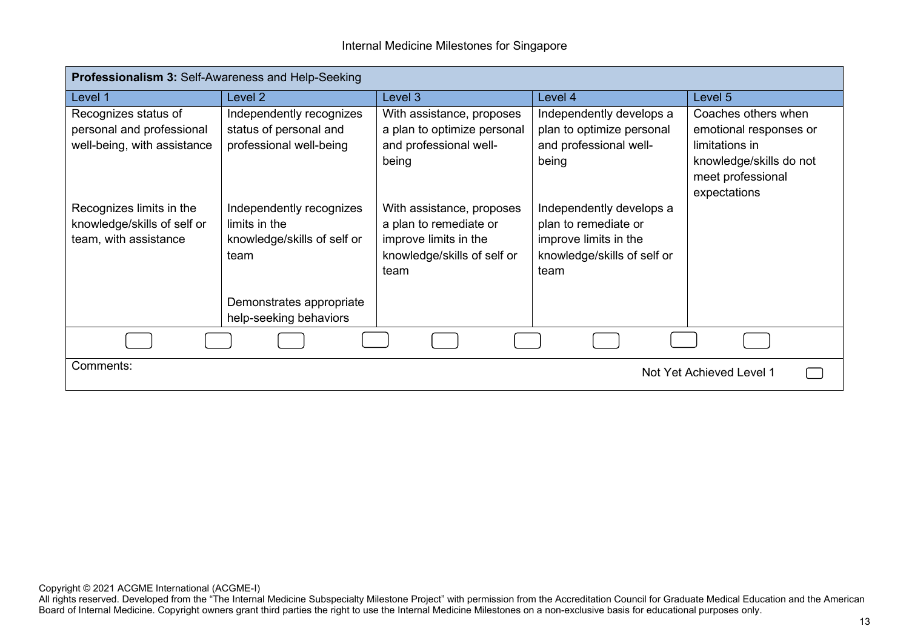| Professionalism 3: Self-Awareness and Help-Seeking | | | | |
|---|---|---|---|---|
| Level 1 | Level 2 | Level 3 | Level 4 | Level 5 |
| Recognizes status of personal and professional well-being, with assistance | Independently recognizes status of personal and professional well-being | With assistance, proposes a plan to optimize personal and professional well-being | Independently develops a plan to optimize personal and professional well-being | Coaches others when emotional responses or limitations in knowledge/skills do not meet professional expectations |
| Recognizes limits in the knowledge/skills of self or team, with assistance | Independently recognizes limits in the knowledge/skills of self or team | With assistance, proposes a plan to remediate or improve limits in the knowledge/skills of self or team | Independently develops a plan to remediate or improve limits in the knowledge/skills of self or team | |
| | Demonstrates appropriate help-seeking behaviors | | | |

Comments:

Not Yet Achieved Level 1

Copyright © 2021 ACGME International (ACGME-I)
All rights reserved. Developed from the "The Internal Medicine Subspecialty Milestone Project" with permission from the Accreditation Council for Graduate Medical Education and the American Board of Internal Medicine. Copyright owners grant third parties the right to use the Internal Medicine Milestones on a non-exclusive basis for educational purposes only.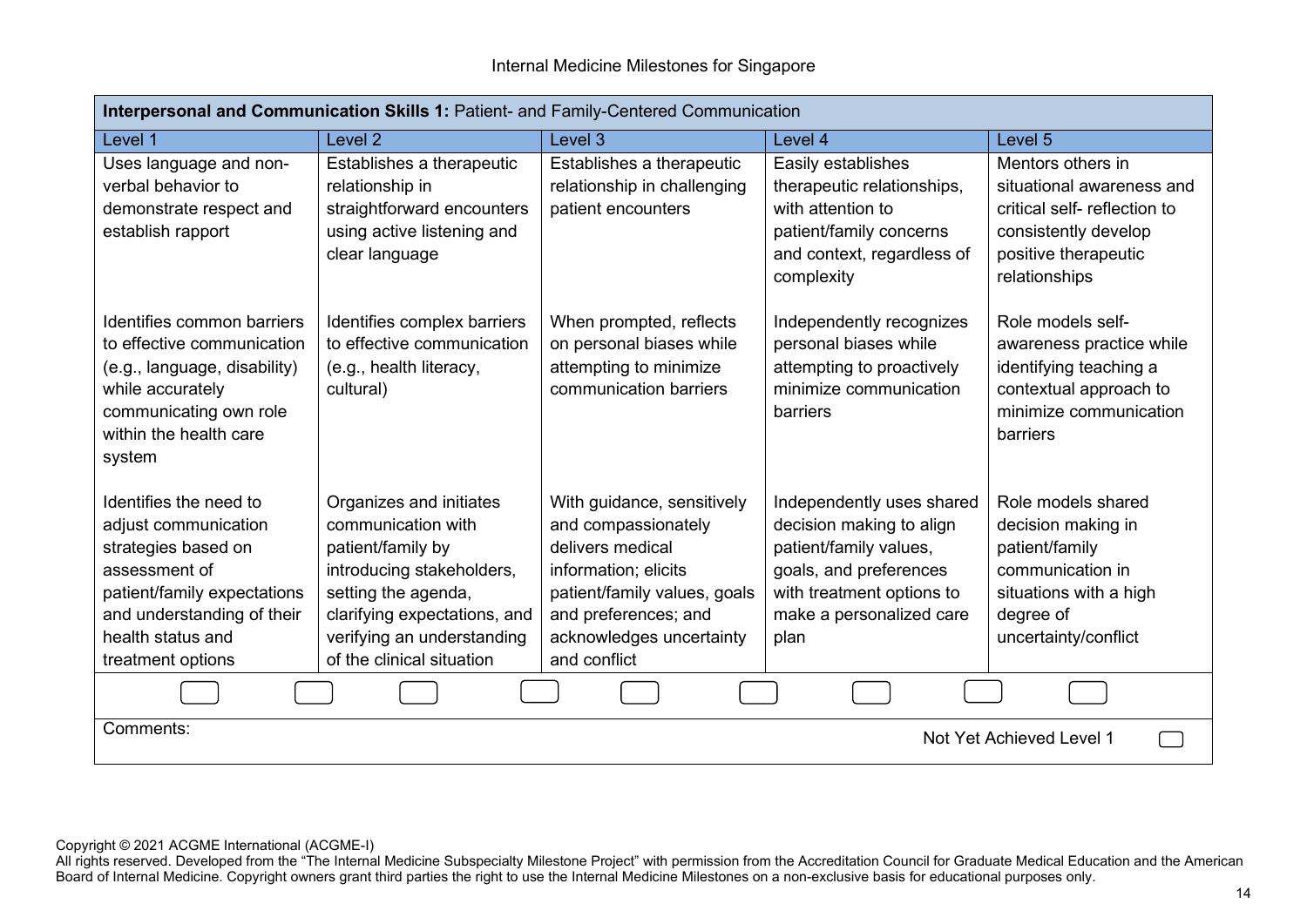| Interpersonal and Communication Skills 1: Patient- and Family-Centered Communication | | | | |
|---|---|---|---|---|
| Level 1 | Level 2 | Level 3 | Level 4 | Level 5 |
| Uses language and non-verbal behavior to demonstrate respect and establish rapport | Establishes a therapeutic relationship in straightforward encounters using active listening and clear language | Establishes a therapeutic relationship in challenging patient encounters | Easily establishes therapeutic relationships, with attention to patient/family concerns and context, regardless of complexity | Mentors others in situational awareness and critical self- reflection to consistently develop positive therapeutic relationships |
| Identifies common barriers to effective communication (e.g., language, disability) while accurately communicating own role within the health care system | Identifies complex barriers to effective communication (e.g., health literacy, cultural) | When prompted, reflects on personal biases while attempting to minimize communication barriers | Independently recognizes personal biases while attempting to proactively minimize communication barriers | Role models self-awareness practice while identifying teaching a contextual approach to minimize communication barriers |
| Identifies the need to adjust communication strategies based on assessment of patient/family expectations and understanding of their health status and treatment options | Organizes and initiates communication with patient/family by introducing stakeholders, setting the agenda, clarifying expectations, and verifying an understanding of the clinical situation | With guidance, sensitively and compassionately delivers medical information; elicits patient/family values, goals and preferences; and acknowledges uncertainty and conflict | Independently uses shared decision making to align patient/family values, goals, and preferences with treatment options to make a personalized care plan | Role models shared decision making in patient/family communication in situations with a high degree of uncertainty/conflict |

Comments:

Not Yet Achieved Level 1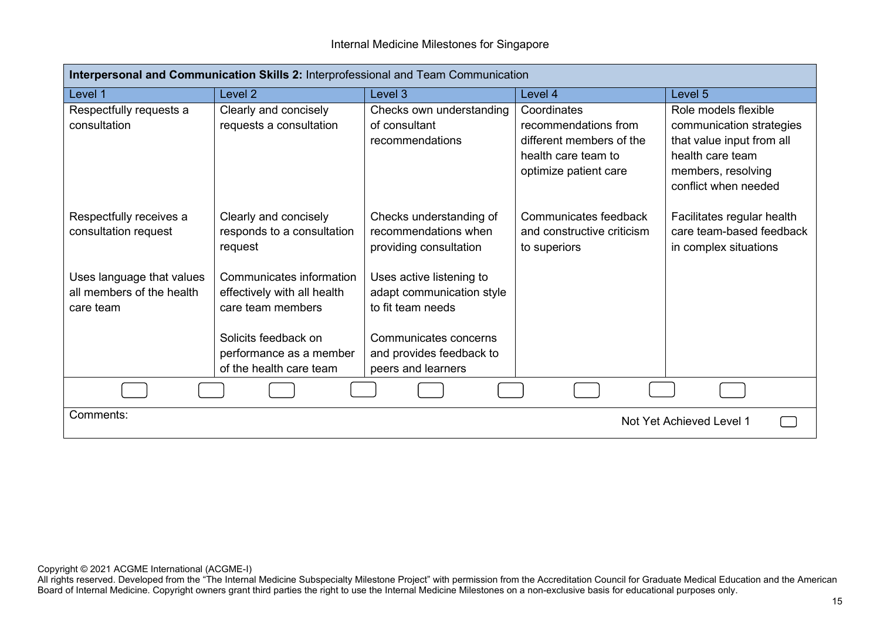| **Interpersonal and Communication Skills 2:** Interprofessional and Team Communication | | | | |
|---|---|---|---|---|
| Level 1 | Level 2 | Level 3 | Level 4 | Level 5 |
| Respectfully requests a consultation | Clearly and concisely requests a consultation | Checks own understanding of consultant recommendations | Coordinates recommendations from different members of the health care team to optimize patient care | Role models flexible communication strategies that value input from all health care team members, resolving conflict when needed |
| Respectfully receives a consultation request | Clearly and concisely responds to a consultation request | Checks understanding of recommendations when providing consultation | Communicates feedback and constructive criticism to superiors | Facilitates regular health care team-based feedback in complex situations |
| Uses language that values all members of the health care team | Communicates information effectively with all health care team members | Uses active listening to adapt communication style to fit team needs | | |
| | Solicits feedback on performance as a member of the health care team | Communicates concerns and provides feedback to peers and learners | | |

Comments:

Not Yet Achieved Level 1

Copyright © 2021 ACGME International (ACGME-I)
All rights reserved. Developed from the "The Internal Medicine Subspecialty Milestone Project" with permission from the Accreditation Council for Graduate Medical Education and the American Board of Internal Medicine. Copyright owners grant third parties the right to use the Internal Medicine Milestones on a non-exclusive basis for educational purposes only.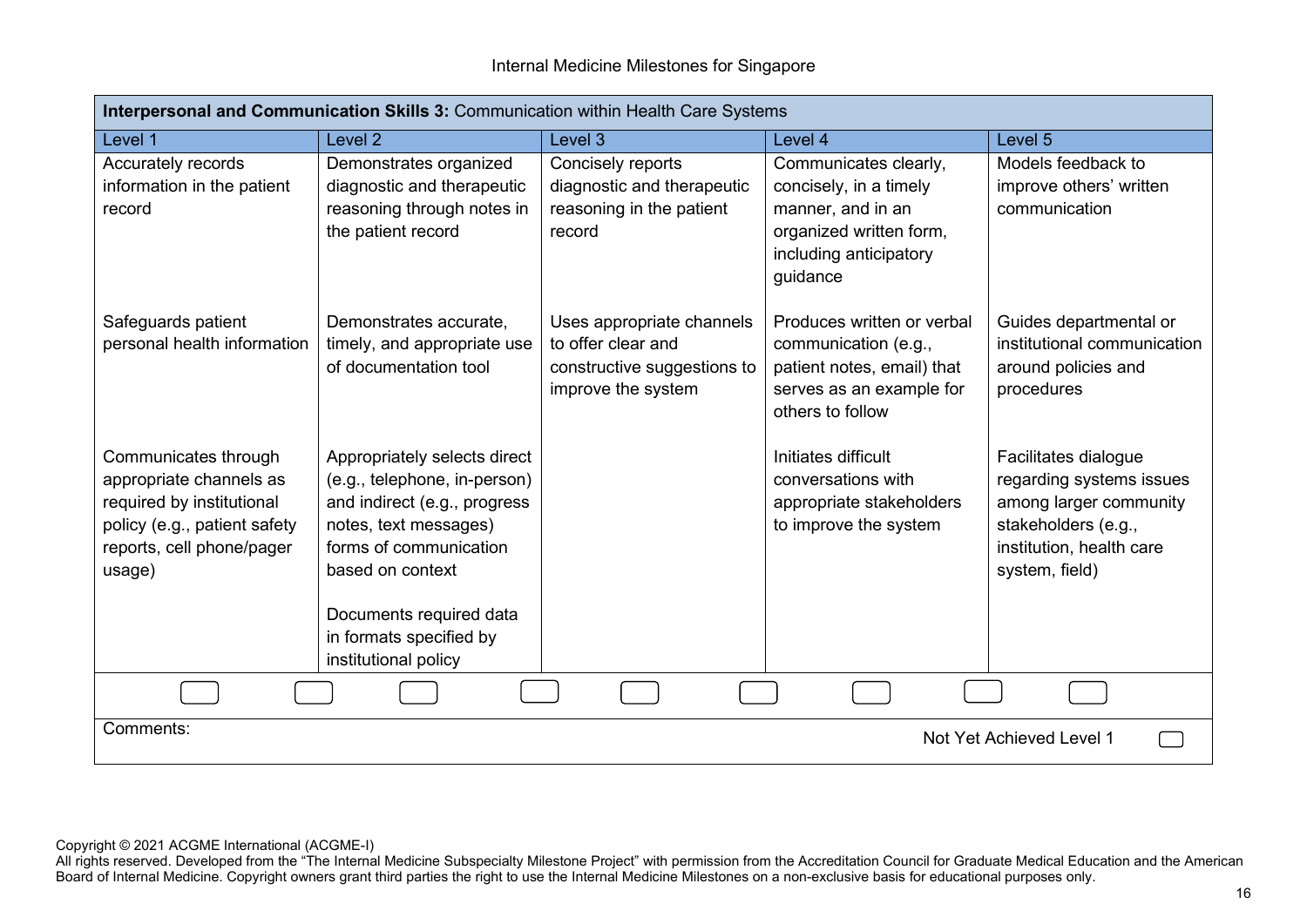| **Interpersonal and Communication Skills 3:** Communication within Health Care Systems | | | | |
|---|---|---|---|---|
| Level 1 | Level 2 | Level 3 | Level 4 | Level 5 |
| Accurately records information in the patient record | Demonstrates organized diagnostic and therapeutic reasoning through notes in the patient record | Concisely reports diagnostic and therapeutic reasoning in the patient record | Communicates clearly, concisely, in a timely manner, and in an organized written form, including anticipatory guidance | Models feedback to improve others' written communication |
| Safeguards patient personal health information | Demonstrates accurate, timely, and appropriate use of documentation tool | Uses appropriate channels to offer clear and constructive suggestions to improve the system | Produces written or verbal communication (e.g., patient notes, email) that serves as an example for others to follow | Guides departmental or institutional communication around policies and procedures |
| Communicates through appropriate channels as required by institutional policy (e.g., patient safety reports, cell phone/pager usage) | Appropriately selects direct (e.g., telephone, in-person) and indirect (e.g., progress notes, text messages) forms of communication based on context<br><br>Documents required data in formats specified by institutional policy | | Initiates difficult conversations with appropriate stakeholders to improve the system | Facilitates dialogue regarding systems issues among larger community stakeholders (e.g., institution, health care system, field) |

Comments:

Not Yet Achieved Level 1